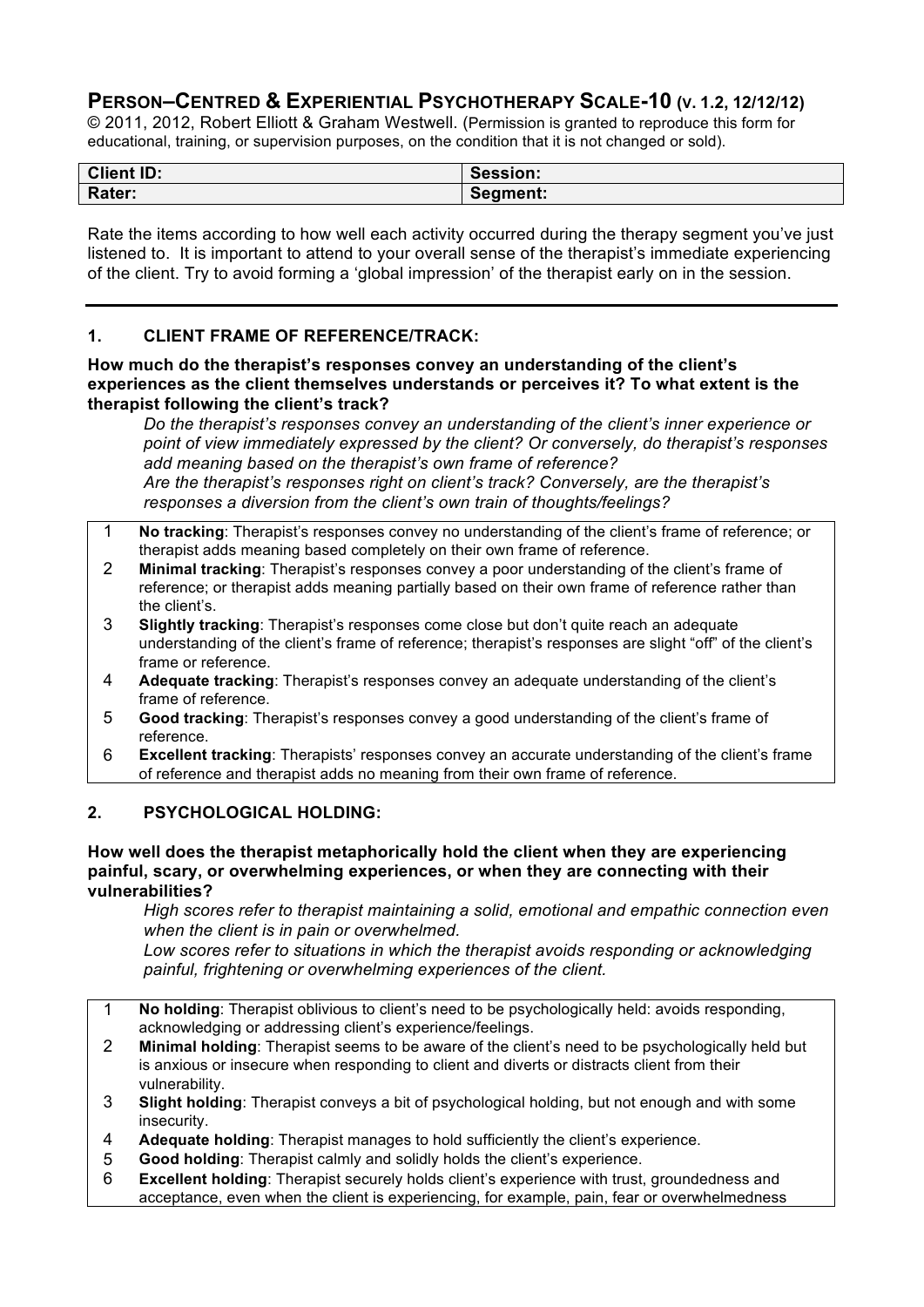# PERSON–CENTRED & EXPERIENTIAL PSYCHOTHERAPY SCALE-10 (V. 1.2, 12/12/12)

© 2011, 2012, Robert Elliott & Graham Westwell. (Permission is granted to reproduce this form for educational, training, or supervision purposes, on the condition that it is not changed or sold).

| Client ID: | Session: |
|---|---|
| Rater: | Segment: |

Rate the items according to how well each activity occurred during the therapy segment you've just listened to. It is important to attend to your overall sense of the therapist's immediate experiencing of the client. Try to avoid forming a 'global impression' of the therapist early on in the session.

---

## 1. CLIENT FRAME OF REFERENCE/TRACK:

**How much do the therapist's responses convey an understanding of the client's experiences as the client themselves understands or perceives it? To what extent is the therapist following the client's track?**

*Do the therapist's responses convey an understanding of the client's inner experience or point of view immediately expressed by the client? Or conversely, do therapist's responses add meaning based on the therapist's own frame of reference?*
*Are the therapist's responses right on client's track? Conversely, are the therapist's responses a diversion from the client's own train of thoughts/feelings?*

| | |
|---|---|
| 1 | **No tracking**: Therapist's responses convey no understanding of the client's frame of reference; or therapist adds meaning based completely on their own frame of reference. |
| 2 | **Minimal tracking**: Therapist's responses convey a poor understanding of the client's frame of reference; or therapist adds meaning partially based on their own frame of reference rather than the client's. |
| 3 | **Slightly tracking**: Therapist's responses come close but don't quite reach an adequate understanding of the client's frame of reference; therapist's responses are slight "off" of the client's frame or reference. |
| 4 | **Adequate tracking**: Therapist's responses convey an adequate understanding of the client's frame of reference. |
| 5 | **Good tracking**: Therapist's responses convey a good understanding of the client's frame of reference. |
| 6 | **Excellent tracking**: Therapists' responses convey an accurate understanding of the client's frame of reference and therapist adds no meaning from their own frame of reference. |

## 2. PSYCHOLOGICAL HOLDING:

**How well does the therapist metaphorically hold the client when they are experiencing painful, scary, or overwhelming experiences, or when they are connecting with their vulnerabilities?**

*High scores refer to therapist maintaining a solid, emotional and empathic connection even when the client is in pain or overwhelmed.*
*Low scores refer to situations in which the therapist avoids responding or acknowledging painful, frightening or overwhelming experiences of the client.*

| | |
|---|---|
| 1 | **No holding**: Therapist oblivious to client's need to be psychologically held: avoids responding, acknowledging or addressing client's experience/feelings. |
| 2 | **Minimal holding**: Therapist seems to be aware of the client's need to be psychologically held but is anxious or insecure when responding to client and diverts or distracts client from their vulnerability. |
| 3 | **Slight holding**: Therapist conveys a bit of psychological holding, but not enough and with some insecurity. |
| 4 | **Adequate holding**: Therapist manages to hold sufficiently the client's experience. |
| 5 | **Good holding**: Therapist calmly and solidly holds the client's experience. |
| 6 | **Excellent holding**: Therapist securely holds client's experience with trust, groundedness and acceptance, even when the client is experiencing, for example, pain, fear or overwhelmedness |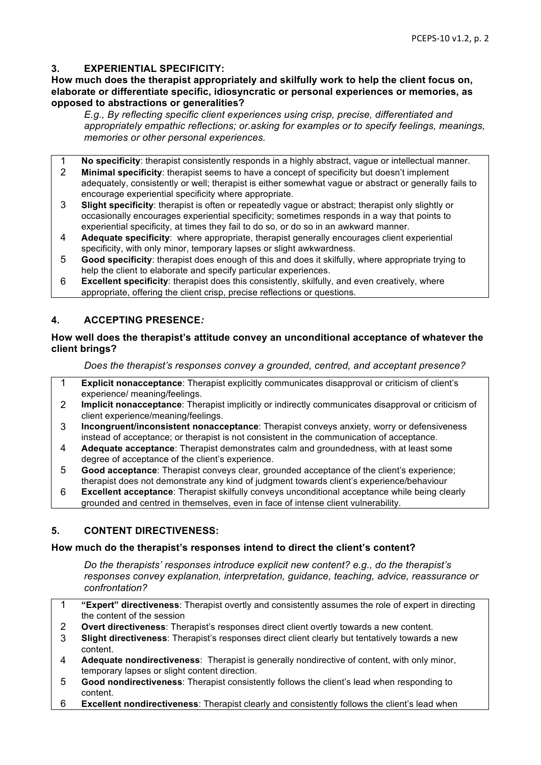## 3. EXPERIENTIAL SPECIFICITY:

**How much does the therapist appropriately and skilfully work to help the client focus on, elaborate or differentiate specific, idiosyncratic or personal experiences or memories, as opposed to abstractions or generalities?**

*E.g., By reflecting specific client experiences using crisp, precise, differentiated and appropriately empathic reflections; or.asking for examples or to specify feelings, meanings, memories or other personal experiences.*

| | |
|---|---|
| 1 | **No specificity**: therapist consistently responds in a highly abstract, vague or intellectual manner. |
| 2 | **Minimal specificity**: therapist seems to have a concept of specificity but doesn't implement adequately, consistently or well; therapist is either somewhat vague or abstract or generally fails to encourage experiential specificity where appropriate. |
| 3 | **Slight specificity**: therapist is often or repeatedly vague or abstract; therapist only slightly or occasionally encourages experiential specificity; sometimes responds in a way that points to experiential specificity, at times they fail to do so, or do so in an awkward manner. |
| 4 | **Adequate specificity**: where appropriate, therapist generally encourages client experiential specificity, with only minor, temporary lapses or slight awkwardness. |
| 5 | **Good specificity**: therapist does enough of this and does it skilfully, where appropriate trying to help the client to elaborate and specify particular experiences. |
| 6 | **Excellent specificity**: therapist does this consistently, skilfully, and even creatively, where appropriate, offering the client crisp, precise reflections or questions. |

## 4. ACCEPTING PRESENCE*:*

**How well does the therapist's attitude convey an unconditional acceptance of whatever the client brings?**

*Does the therapist's responses convey a grounded, centred, and acceptant presence?*

| | |
|---|---|
| 1 | **Explicit nonacceptance**: Therapist explicitly communicates disapproval or criticism of client's experience/ meaning/feelings. |
| 2 | **Implicit nonacceptance**: Therapist implicitly or indirectly communicates disapproval or criticism of client experience/meaning/feelings. |
| 3 | **Incongruent/inconsistent nonacceptance**: Therapist conveys anxiety, worry or defensiveness instead of acceptance; or therapist is not consistent in the communication of acceptance. |
| 4 | **Adequate acceptance**: Therapist demonstrates calm and groundedness, with at least some degree of acceptance of the client's experience. |
| 5 | **Good acceptance**: Therapist conveys clear, grounded acceptance of the client's experience; therapist does not demonstrate any kind of judgment towards client's experience/behaviour |
| 6 | **Excellent acceptance**: Therapist skilfully conveys unconditional acceptance while being clearly grounded and centred in themselves, even in face of intense client vulnerability. |

## 5. CONTENT DIRECTIVENESS:

**How much do the therapist's responses intend to direct the client's content?**

*Do the therapists' responses introduce explicit new content? e.g., do the therapist's responses convey explanation, interpretation, guidance, teaching, advice, reassurance or confrontation?*

| | |
|---|---|
| 1 | **"Expert" directiveness**: Therapist overtly and consistently assumes the role of expert in directing the content of the session |
| 2 | **Overt directiveness**: Therapist's responses direct client overtly towards a new content. |
| 3 | **Slight directiveness**: Therapist's responses direct client clearly but tentatively towards a new content. |
| 4 | **Adequate nondirectiveness**: Therapist is generally nondirective of content, with only minor, temporary lapses or slight content direction. |
| 5 | **Good nondirectiveness**: Therapist consistently follows the client's lead when responding to content. |
| 6 | **Excellent nondirectiveness**: Therapist clearly and consistently follows the client's lead when |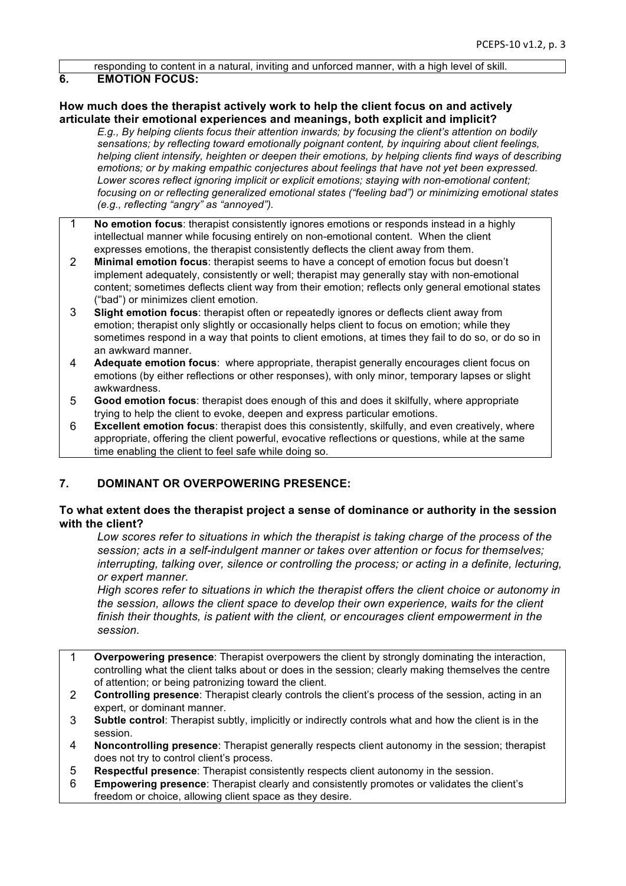responding to content in a natural, inviting and unforced manner, with a high level of skill.

## 6. EMOTION FOCUS:

**How much does the therapist actively work to help the client focus on and actively articulate their emotional experiences and meanings, both explicit and implicit?**

*E.g., By helping clients focus their attention inwards; by focusing the client's attention on bodily sensations; by reflecting toward emotionally poignant content, by inquiring about client feelings, helping client intensify, heighten or deepen their emotions, by helping clients find ways of describing emotions; or by making empathic conjectures about feelings that have not yet been expressed. Lower scores reflect ignoring implicit or explicit emotions; staying with non-emotional content; focusing on or reflecting generalized emotional states ("feeling bad") or minimizing emotional states (e.g., reflecting "angry" as "annoyed").*

1 **No emotion focus**: therapist consistently ignores emotions or responds instead in a highly intellectual manner while focusing entirely on non-emotional content. When the client expresses emotions, the therapist consistently deflects the client away from them.

2 **Minimal emotion focus**: therapist seems to have a concept of emotion focus but doesn't implement adequately, consistently or well; therapist may generally stay with non-emotional content; sometimes deflects client way from their emotion; reflects only general emotional states ("bad") or minimizes client emotion.

3 **Slight emotion focus**: therapist often or repeatedly ignores or deflects client away from emotion; therapist only slightly or occasionally helps client to focus on emotion; while they sometimes respond in a way that points to client emotions, at times they fail to do so, or do so in an awkward manner.

4 **Adequate emotion focus**: where appropriate, therapist generally encourages client focus on emotions (by either reflections or other responses), with only minor, temporary lapses or slight awkwardness.

5 **Good emotion focus**: therapist does enough of this and does it skilfully, where appropriate trying to help the client to evoke, deepen and express particular emotions.

6 **Excellent emotion focus**: therapist does this consistently, skilfully, and even creatively, where appropriate, offering the client powerful, evocative reflections or questions, while at the same time enabling the client to feel safe while doing so.

## 7. DOMINANT OR OVERPOWERING PRESENCE:

**To what extent does the therapist project a sense of dominance or authority in the session with the client?**

*Low scores refer to situations in which the therapist is taking charge of the process of the session; acts in a self-indulgent manner or takes over attention or focus for themselves; interrupting, talking over, silence or controlling the process; or acting in a definite, lecturing, or expert manner.*

*High scores refer to situations in which the therapist offers the client choice or autonomy in the session, allows the client space to develop their own experience, waits for the client finish their thoughts, is patient with the client, or encourages client empowerment in the session.*

1 **Overpowering presence**: Therapist overpowers the client by strongly dominating the interaction, controlling what the client talks about or does in the session; clearly making themselves the centre of attention; or being patronizing toward the client.

2 **Controlling presence**: Therapist clearly controls the client's process of the session, acting in an expert, or dominant manner.

3 **Subtle control**: Therapist subtly, implicitly or indirectly controls what and how the client is in the session.

4 **Noncontrolling presence**: Therapist generally respects client autonomy in the session; therapist does not try to control client's process.

5 **Respectful presence**: Therapist consistently respects client autonomy in the session.

6 **Empowering presence**: Therapist clearly and consistently promotes or validates the client's freedom or choice, allowing client space as they desire.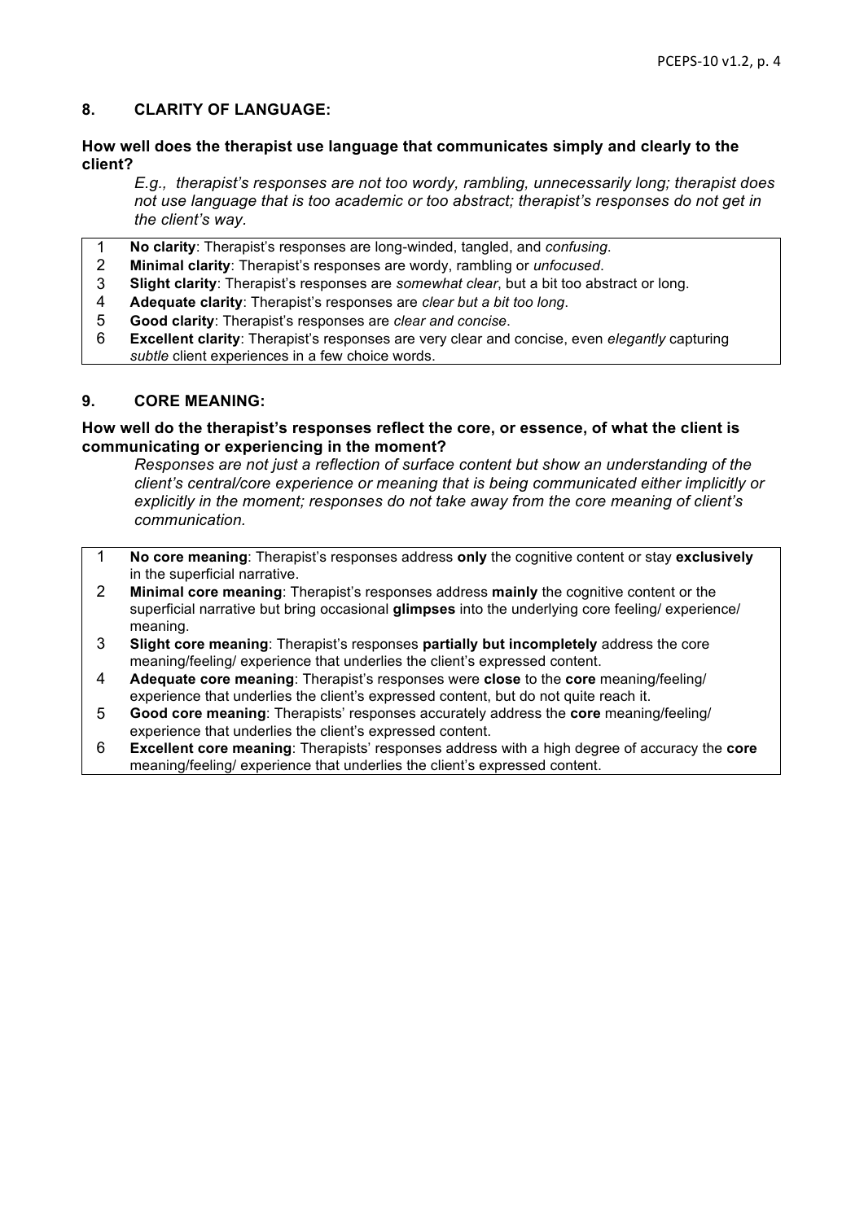## 8. CLARITY OF LANGUAGE:

**How well does the therapist use language that communicates simply and clearly to the client?**

*E.g., therapist's responses are not too wordy, rambling, unnecessarily long; therapist does not use language that is too academic or too abstract; therapist's responses do not get in the client's way.*

1. **No clarity**: Therapist's responses are long-winded, tangled, and *confusing*.
2. **Minimal clarity**: Therapist's responses are wordy, rambling or *unfocused*.
3. **Slight clarity**: Therapist's responses are *somewhat clear*, but a bit too abstract or long.
4. **Adequate clarity**: Therapist's responses are *clear but a bit too long*.
5. **Good clarity**: Therapist's responses are *clear and concise*.
6. **Excellent clarity**: Therapist's responses are very clear and concise, even *elegantly* capturing *subtle* client experiences in a few choice words.

## 9. CORE MEANING:

**How well do the therapist's responses reflect the core, or essence, of what the client is communicating or experiencing in the moment?**

*Responses are not just a reflection of surface content but show an understanding of the client's central/core experience or meaning that is being communicated either implicitly or explicitly in the moment; responses do not take away from the core meaning of client's communication.*

1. **No core meaning**: Therapist's responses address **only** the cognitive content or stay **exclusively** in the superficial narrative.
2. **Minimal core meaning**: Therapist's responses address **mainly** the cognitive content or the superficial narrative but bring occasional **glimpses** into the underlying core feeling/ experience/ meaning.
3. **Slight core meaning**: Therapist's responses **partially but incompletely** address the core meaning/feeling/ experience that underlies the client's expressed content.
4. **Adequate core meaning**: Therapist's responses were **close** to the **core** meaning/feeling/ experience that underlies the client's expressed content, but do not quite reach it.
5. **Good core meaning**: Therapists' responses accurately address the **core** meaning/feeling/ experience that underlies the client's expressed content.
6. **Excellent core meaning**: Therapists' responses address with a high degree of accuracy the **core** meaning/feeling/ experience that underlies the client's expressed content.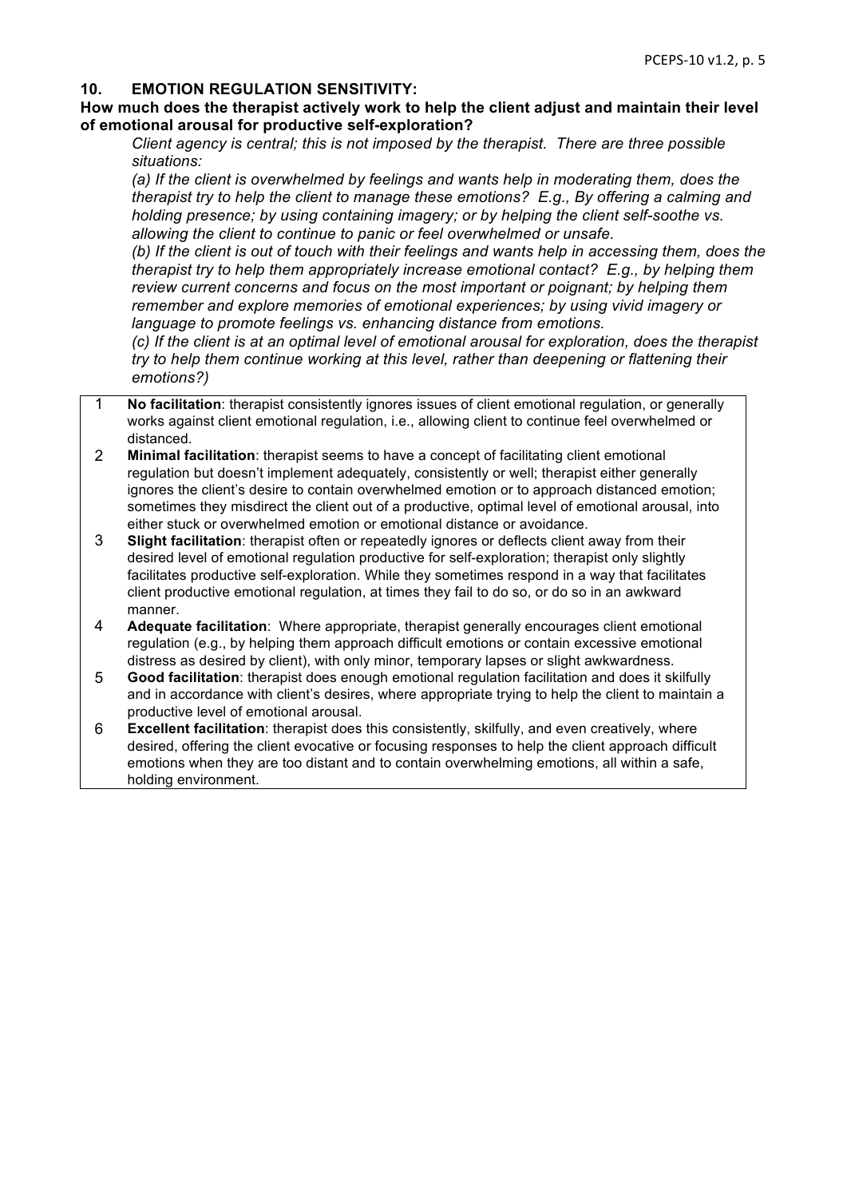## 10. EMOTION REGULATION SENSITIVITY:

**How much does the therapist actively work to help the client adjust and maintain their level of emotional arousal for productive self-exploration?**

*Client agency is central; this is not imposed by the therapist. There are three possible situations:*

*(a) If the client is overwhelmed by feelings and wants help in moderating them, does the therapist try to help the client to manage these emotions? E.g., By offering a calming and holding presence; by using containing imagery; or by helping the client self-soothe vs. allowing the client to continue to panic or feel overwhelmed or unsafe.*

*(b) If the client is out of touch with their feelings and wants help in accessing them, does the therapist try to help them appropriately increase emotional contact? E.g., by helping them review current concerns and focus on the most important or poignant; by helping them remember and explore memories of emotional experiences; by using vivid imagery or language to promote feelings vs. enhancing distance from emotions.*

*(c) If the client is at an optimal level of emotional arousal for exploration, does the therapist try to help them continue working at this level, rather than deepening or flattening their emotions?)*

| | |
|---|---|
| 1 | **No facilitation**: therapist consistently ignores issues of client emotional regulation, or generally works against client emotional regulation, i.e., allowing client to continue feel overwhelmed or distanced. |
| 2 | **Minimal facilitation**: therapist seems to have a concept of facilitating client emotional regulation but doesn't implement adequately, consistently or well; therapist either generally ignores the client's desire to contain overwhelmed emotion or to approach distanced emotion; sometimes they misdirect the client out of a productive, optimal level of emotional arousal, into either stuck or overwhelmed emotion or emotional distance or avoidance. |
| 3 | **Slight facilitation**: therapist often or repeatedly ignores or deflects client away from their desired level of emotional regulation productive for self-exploration; therapist only slightly facilitates productive self-exploration. While they sometimes respond in a way that facilitates client productive emotional regulation, at times they fail to do so, or do so in an awkward manner. |
| 4 | **Adequate facilitation**: Where appropriate, therapist generally encourages client emotional regulation (e.g., by helping them approach difficult emotions or contain excessive emotional distress as desired by client), with only minor, temporary lapses or slight awkwardness. |
| 5 | **Good facilitation**: therapist does enough emotional regulation facilitation and does it skilfully and in accordance with client's desires, where appropriate trying to help the client to maintain a productive level of emotional arousal. |
| 6 | **Excellent facilitation**: therapist does this consistently, skilfully, and even creatively, where desired, offering the client evocative or focusing responses to help the client approach difficult emotions when they are too distant and to contain overwhelming emotions, all within a safe, holding environment. |